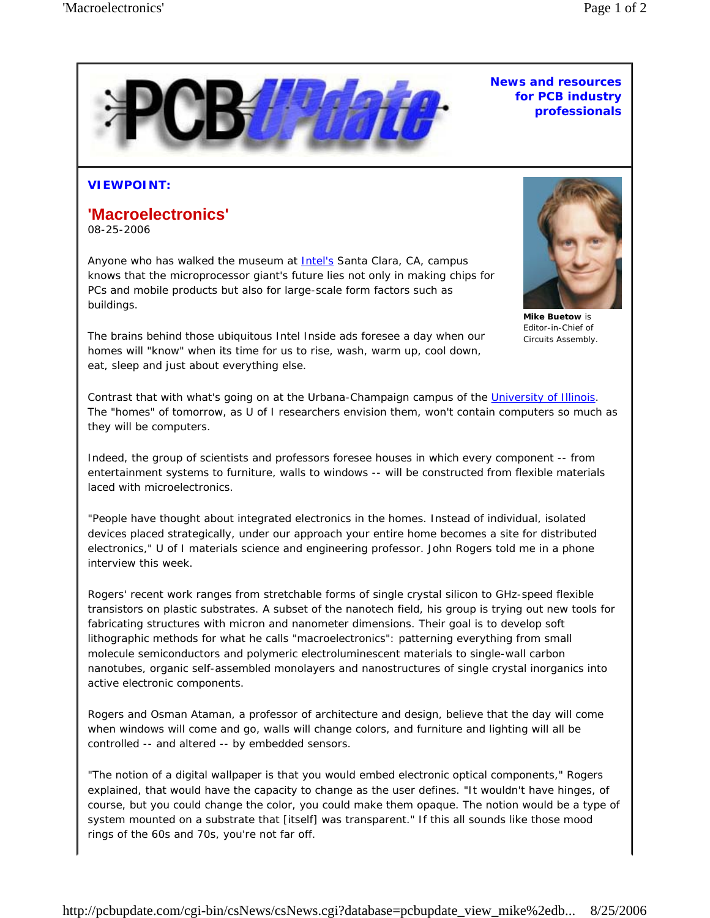**PCB UPdate**

**News and resources for PCB industry professionals**

### VIEWPOINT:

## 'Macroelectronics'

08-25-2006

**Mike Buetow** is Editor-in-Chief of Circuits Assembly.

Anyone who has walked the museum at Intel's Santa Clara, CA, campus knows that the microprocessor giant's future lies not only in making chips for PCs and mobile products but also for large-scale form factors such as buildings.

The brains behind those ubiquitous Intel Inside ads foresee a day when our homes will "know" when its time for us to rise, wash, warm up, cool down, eat, sleep and just about everything else.

Contrast that with what's going on at the Urbana-Champaign campus of the University of Illinois. The "homes" of tomorrow, as U of I researchers envision them, won't contain computers so much as they will be computers.

Indeed, the group of scientists and professors foresee houses in which every component -- from entertainment systems to furniture, walls to windows -- will be constructed from flexible materials laced with microelectronics.

"People have thought about integrated electronics in the homes. Instead of individual, isolated devices placed strategically, under our approach your entire home becomes a site for distributed electronics," U of I materials science and engineering professor. John Rogers told me in a phone interview this week.

Rogers' recent work ranges from stretchable forms of single crystal silicon to GHz-speed flexible transistors on plastic substrates. A subset of the nanotech field, his group is trying out new tools for fabricating structures with micron and nanometer dimensions. Their goal is to develop soft lithographic methods for what he calls "macroelectronics": patterning everything from small molecule semiconductors and polymeric electroluminescent materials to single-wall carbon nanotubes, organic self-assembled monolayers and nanostructures of single crystal inorganics into active electronic components.

Rogers and Osman Ataman, a professor of architecture and design, believe that the day will come when windows will come and go, walls will change colors, and furniture and lighting will all be controlled -- and altered -- by embedded sensors.

"The notion of a digital wallpaper is that you would embed electronic optical components," Rogers explained, that would have the capacity to change as the user defines. "It wouldn't have hinges, of course, but you could change the color, you could make them opaque. The notion would be a type of system mounted on a substrate that [itself] was transparent." If this all sounds like those mood rings of the 60s and 70s, you're not far off.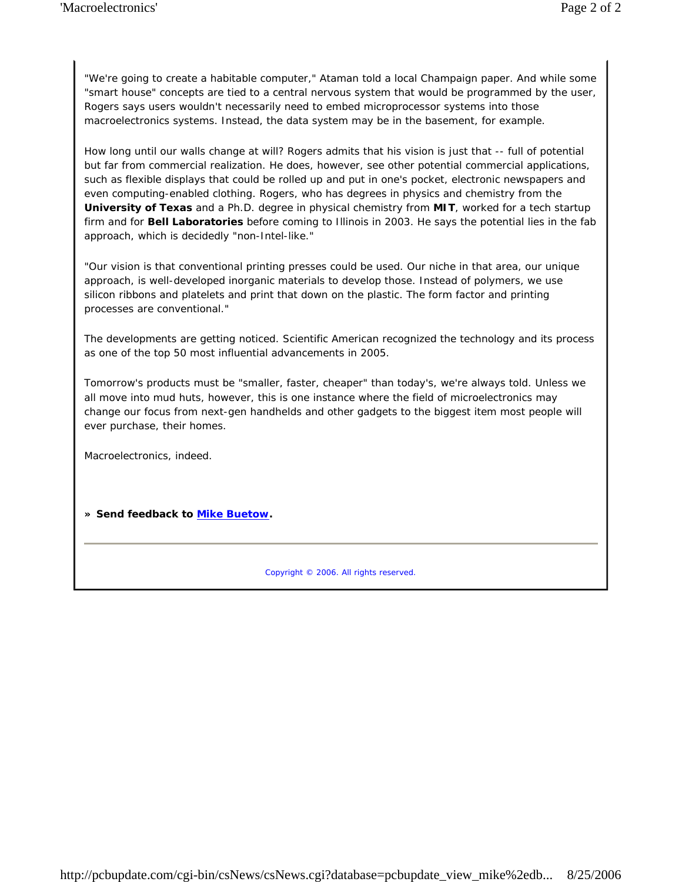"We're going to create a habitable computer," Ataman told a local Champaign paper. And while some "smart house" concepts are tied to a central nervous system that would be programmed by the user, Rogers says users wouldn't necessarily need to embed microprocessor systems into those macroelectronics systems. Instead, the data system may be in the basement, for example.

How long until our walls change at will? Rogers admits that his vision is just that -- full of potential but far from commercial realization. He does, however, see other potential commercial applications, such as flexible displays that could be rolled up and put in one's pocket, electronic newspapers and even computing-enabled clothing. Rogers, who has degrees in physics and chemistry from the **University of Texas** and a Ph.D. degree in physical chemistry from **MIT**, worked for a tech startup firm and for **Bell Laboratories** before coming to Illinois in 2003. He says the potential lies in the fab approach, which is decidedly "non-Intel-like."

"Our vision is that conventional printing presses could be used. Our niche in that area, our unique approach, is well-developed inorganic materials to develop those. Instead of polymers, we use silicon ribbons and platelets and print that down on the plastic. The form factor and printing processes are conventional."

The developments are getting noticed. Scientific American recognized the technology and its process as one of the top 50 most influential advancements in 2005.

Tomorrow's products must be "smaller, faster, cheaper" than today's, we're always told. Unless we all move into mud huts, however, this is one instance where the field of microelectronics may change our focus from next-gen handhelds and other gadgets to the biggest item most people will ever purchase, their homes.

Macroelectronics, indeed.

**» Send feedback to Mike Buetow.**

---

Copyright © 2006. All rights reserved.